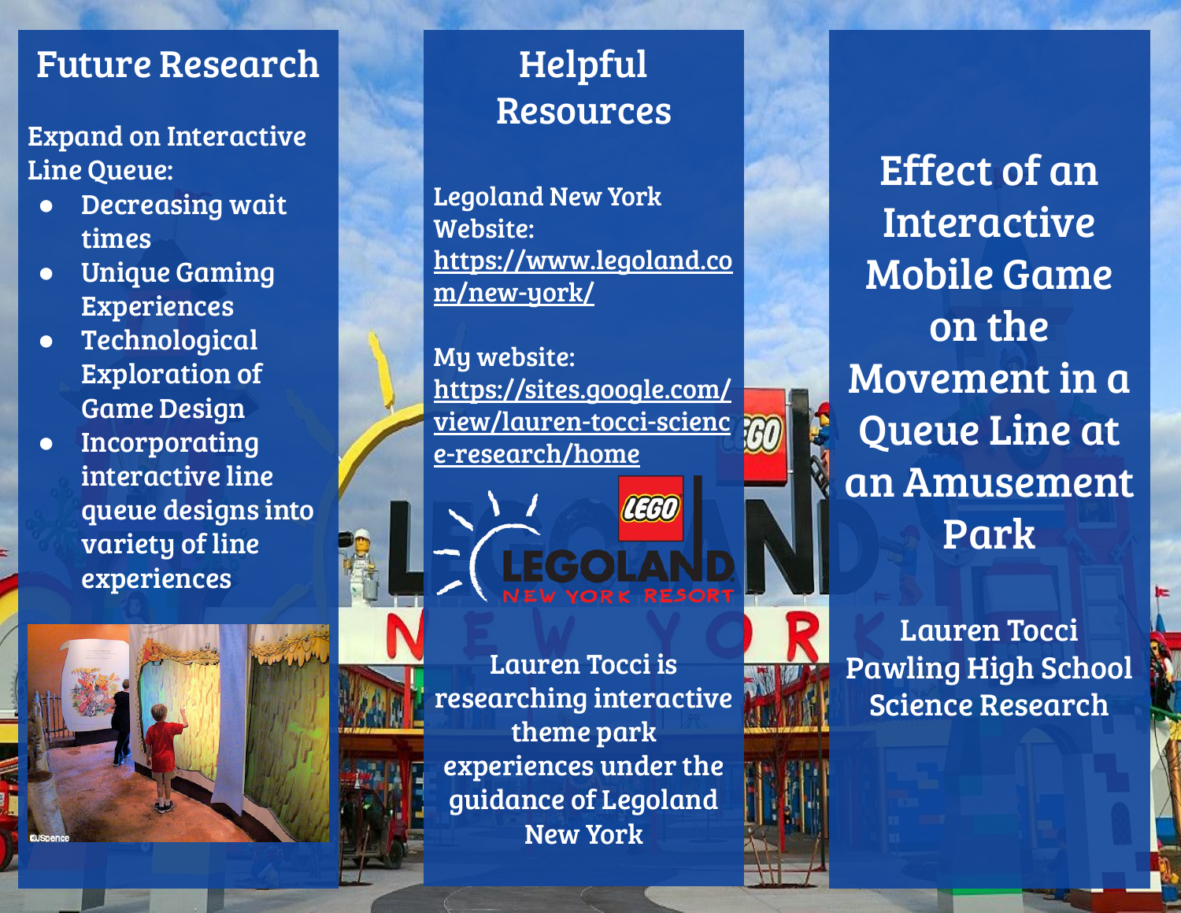## Future Research

Expand on Interactive Line Queue:

- Decreasing wait times
- Unique Gaming Experiences
- Technological Exploration of Game Design
- Incorporating interactive line queue designs into variety of line experiences

## Helpful Resources

Legoland New York Website: https://www.legoland.com/new-york/

My website: https://sites.google.com/view/lauren-tocci-science-research/home

Lauren Tocci is researching interactive theme park experiences under the guidance of Legoland New York

# Effect of an Interactive Mobile Game on the Movement in a Queue Line at an Amusement Park

Lauren Tocci
Pawling High School
Science Research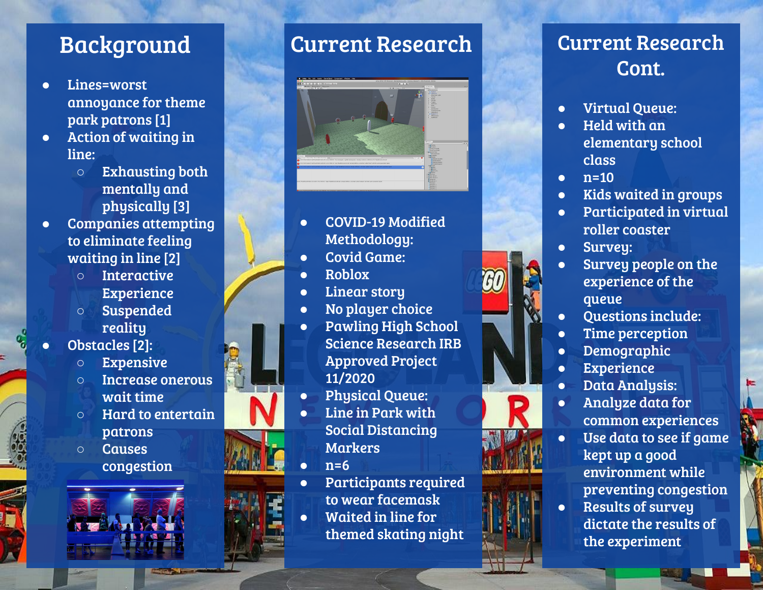# Background

- Lines=worst annoyance for theme park patrons [1]
- Action of waiting in line:
  - Exhausting both mentally and physically [3]
- Companies attempting to eliminate feeling waiting in line [2]
  - Interactive Experience
  - Suspended reality
- Obstacles [2]:
  - Expensive
  - Increase onerous wait time
  - Hard to entertain patrons
  - Causes congestion

# Current Research

- COVID-19 Modified Methodology:
- Covid Game:
- Roblox
- Linear story
- No player choice
- Pawling High School Science Research IRB Approved Project 11/2020
- Physical Queue:
- Line in Park with Social Distancing Markers
- n=6
- Participants required to wear facemask
- Waited in line for themed skating night

# Current Research Cont.

- Virtual Queue:
- Held with an elementary school class
- n=10
- Kids waited in groups
- Participated in virtual roller coaster
- Survey:
- Survey people on the experience of the queue
- Questions include:
- Time perception
- Demographic
- Experience
- Data Analysis:
- Analyze data for common experiences
- Use data to see if game kept up a good environment while preventing congestion
- Results of survey dictate the results of the experiment